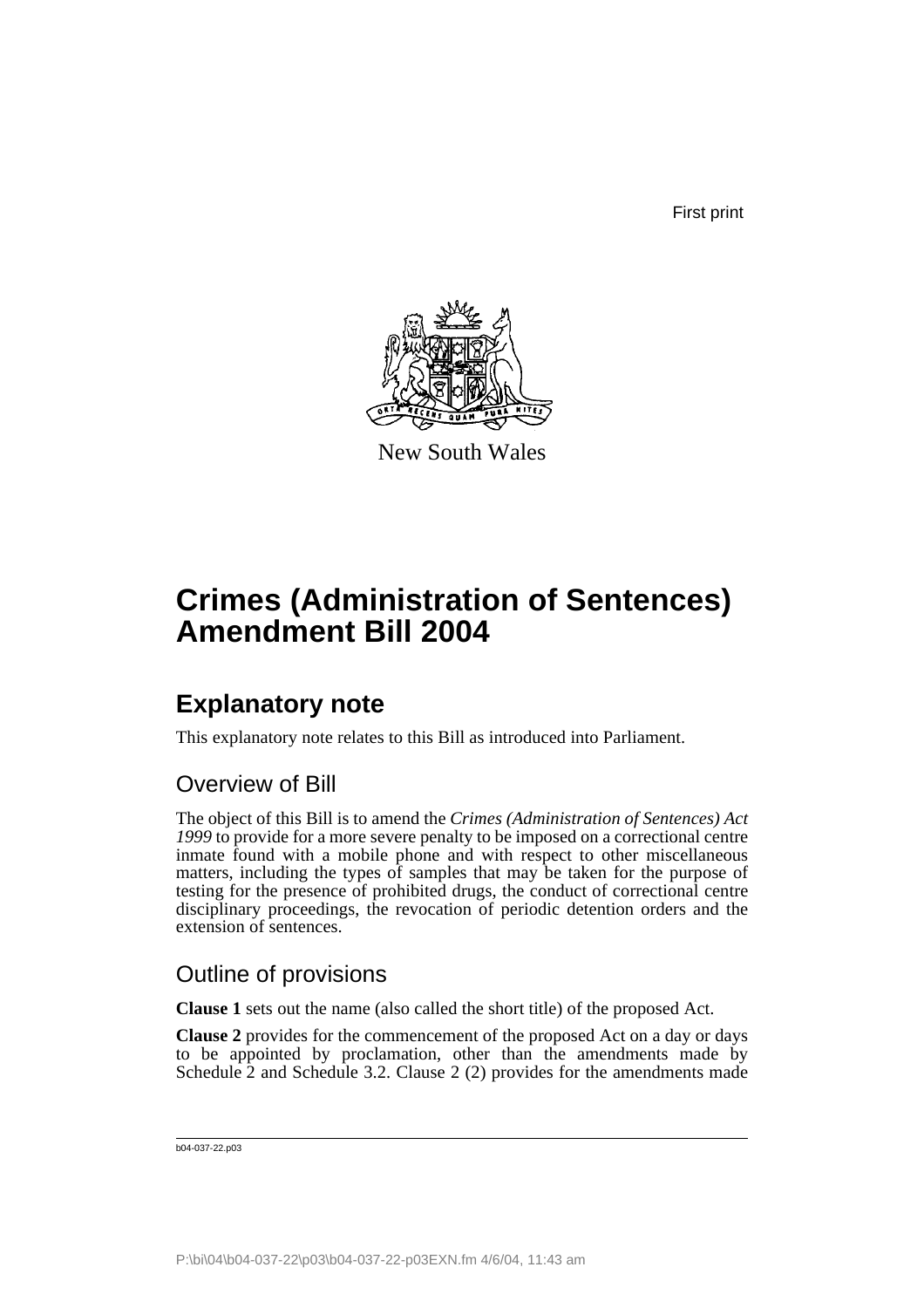First print

New South Wales

# Crimes (Administration of Sentences) Amendment Bill 2004

## Explanatory note

This explanatory note relates to this Bill as introduced into Parliament.

### Overview of Bill

The object of this Bill is to amend the *Crimes (Administration of Sentences) Act 1999* to provide for a more severe penalty to be imposed on a correctional centre inmate found with a mobile phone and with respect to other miscellaneous matters, including the types of samples that may be taken for the purpose of testing for the presence of prohibited drugs, the conduct of correctional centre disciplinary proceedings, the revocation of periodic detention orders and the extension of sentences.

### Outline of provisions

**Clause 1** sets out the name (also called the short title) of the proposed Act.

**Clause 2** provides for the commencement of the proposed Act on a day or days to be appointed by proclamation, other than the amendments made by Schedule 2 and Schedule 3.2. Clause 2 (2) provides for the amendments made

b04-037-22.p03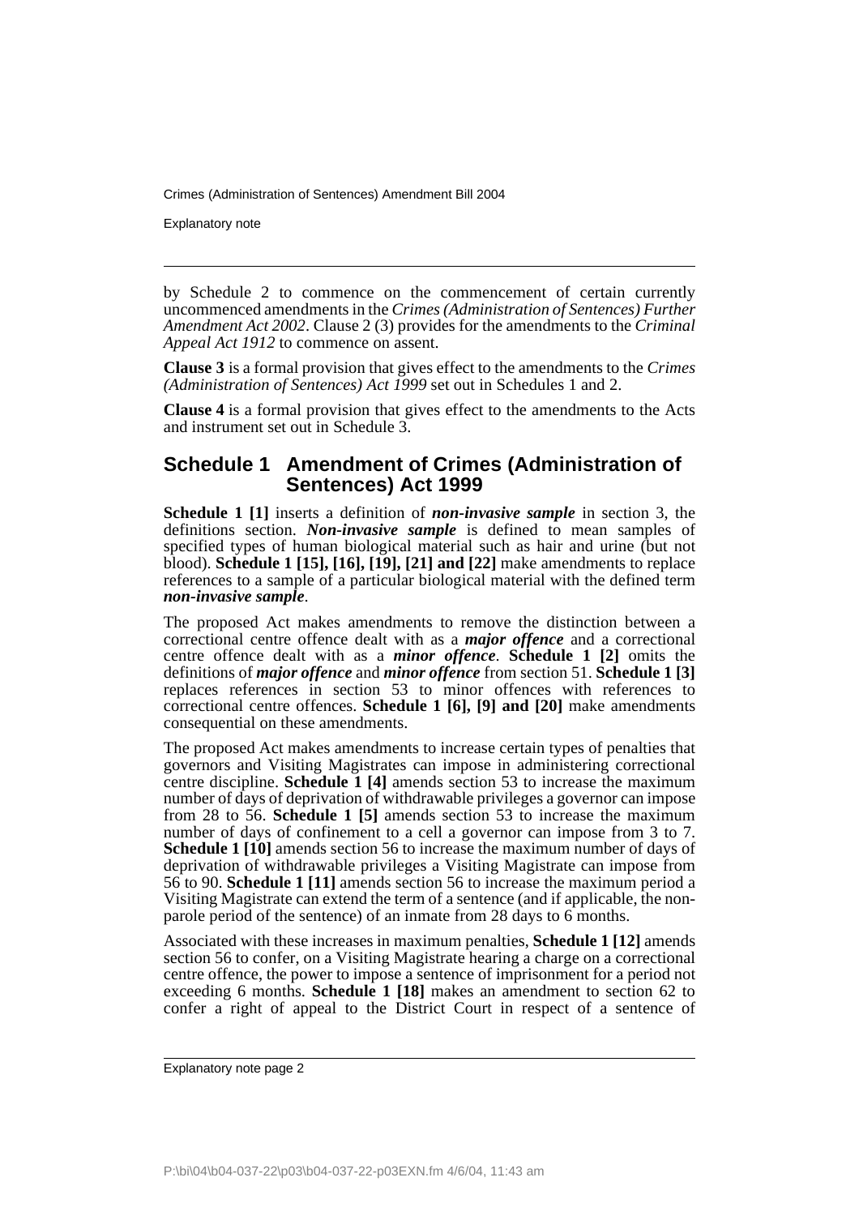by Schedule 2 to commence on the commencement of certain currently uncommenced amendments in the *Crimes (Administration of Sentences) Further Amendment Act 2002*. Clause 2 (3) provides for the amendments to the *Criminal Appeal Act 1912* to commence on assent.

**Clause 3** is a formal provision that gives effect to the amendments to the *Crimes (Administration of Sentences) Act 1999* set out in Schedules 1 and 2.

**Clause 4** is a formal provision that gives effect to the amendments to the Acts and instrument set out in Schedule 3.

## Schedule 1 Amendment of Crimes (Administration of Sentences) Act 1999

**Schedule 1 [1]** inserts a definition of ***non-invasive sample*** in section 3, the definitions section. ***Non-invasive sample*** is defined to mean samples of specified types of human biological material such as hair and urine (but not blood). **Schedule 1 [15], [16], [19], [21] and [22]** make amendments to replace references to a sample of a particular biological material with the defined term ***non-invasive sample***.

The proposed Act makes amendments to remove the distinction between a correctional centre offence dealt with as a ***major offence*** and a correctional centre offence dealt with as a ***minor offence***. **Schedule 1 [2]** omits the definitions of ***major offence*** and ***minor offence*** from section 51. **Schedule 1 [3]** replaces references in section 53 to minor offences with references to correctional centre offences. **Schedule 1 [6], [9] and [20]** make amendments consequential on these amendments.

The proposed Act makes amendments to increase certain types of penalties that governors and Visiting Magistrates can impose in administering correctional centre discipline. **Schedule 1 [4]** amends section 53 to increase the maximum number of days of deprivation of withdrawable privileges a governor can impose from 28 to 56. **Schedule 1 [5]** amends section 53 to increase the maximum number of days of confinement to a cell a governor can impose from 3 to 7. **Schedule 1 [10]** amends section 56 to increase the maximum number of days of deprivation of withdrawable privileges a Visiting Magistrate can impose from 56 to 90. **Schedule 1 [11]** amends section 56 to increase the maximum period a Visiting Magistrate can extend the term of a sentence (and if applicable, the non-parole period of the sentence) of an inmate from 28 days to 6 months.

Associated with these increases in maximum penalties, **Schedule 1 [12]** amends section 56 to confer, on a Visiting Magistrate hearing a charge on a correctional centre offence, the power to impose a sentence of imprisonment for a period not exceeding 6 months. **Schedule 1 [18]** makes an amendment to section 62 to confer a right of appeal to the District Court in respect of a sentence of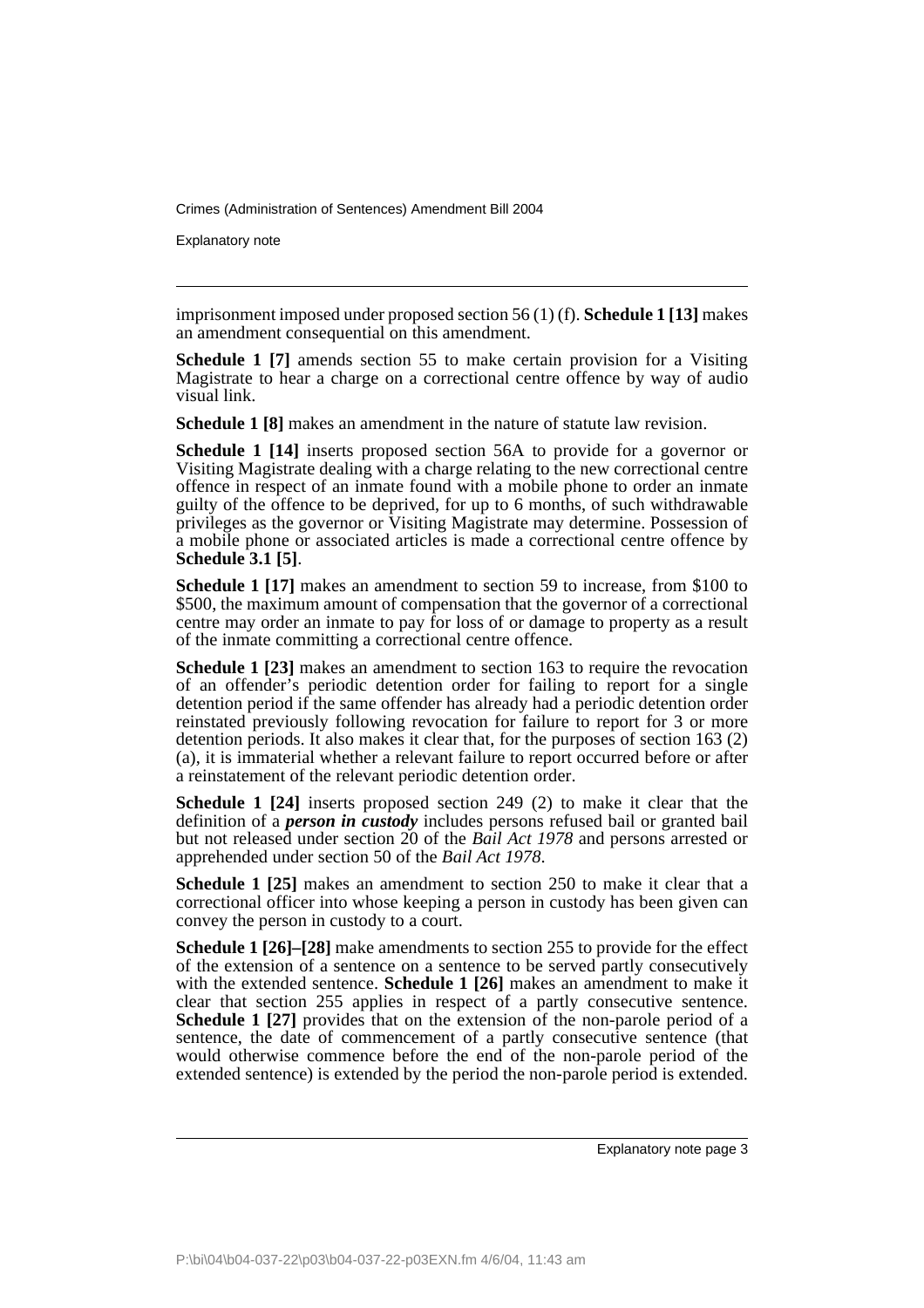imprisonment imposed under proposed section 56 (1) (f). **Schedule 1 [13]** makes an amendment consequential on this amendment.

**Schedule 1 [7]** amends section 55 to make certain provision for a Visiting Magistrate to hear a charge on a correctional centre offence by way of audio visual link.

**Schedule 1 [8]** makes an amendment in the nature of statute law revision.

**Schedule 1 [14]** inserts proposed section 56A to provide for a governor or Visiting Magistrate dealing with a charge relating to the new correctional centre offence in respect of an inmate found with a mobile phone to order an inmate guilty of the offence to be deprived, for up to 6 months, of such withdrawable privileges as the governor or Visiting Magistrate may determine. Possession of a mobile phone or associated articles is made a correctional centre offence by **Schedule 3.1 [5]**.

**Schedule 1 [17]** makes an amendment to section 59 to increase, from $100 to $500, the maximum amount of compensation that the governor of a correctional centre may order an inmate to pay for loss of or damage to property as a result of the inmate committing a correctional centre offence.

**Schedule 1 [23]** makes an amendment to section 163 to require the revocation of an offender's periodic detention order for failing to report for a single detention period if the same offender has already had a periodic detention order reinstated previously following revocation for failure to report for 3 or more detention periods. It also makes it clear that, for the purposes of section 163 (2) (a), it is immaterial whether a relevant failure to report occurred before or after a reinstatement of the relevant periodic detention order.

**Schedule 1 [24]** inserts proposed section 249 (2) to make it clear that the definition of a ***person in custody*** includes persons refused bail or granted bail but not released under section 20 of the *Bail Act 1978* and persons arrested or apprehended under section 50 of the *Bail Act 1978*.

**Schedule 1 [25]** makes an amendment to section 250 to make it clear that a correctional officer into whose keeping a person in custody has been given can convey the person in custody to a court.

**Schedule 1 [26]–[28]** make amendments to section 255 to provide for the effect of the extension of a sentence on a sentence to be served partly consecutively with the extended sentence. **Schedule 1 [26]** makes an amendment to make it clear that section 255 applies in respect of a partly consecutive sentence. **Schedule 1 [27]** provides that on the extension of the non-parole period of a sentence, the date of commencement of a partly consecutive sentence (that would otherwise commence before the end of the non-parole period of the extended sentence) is extended by the period the non-parole period is extended.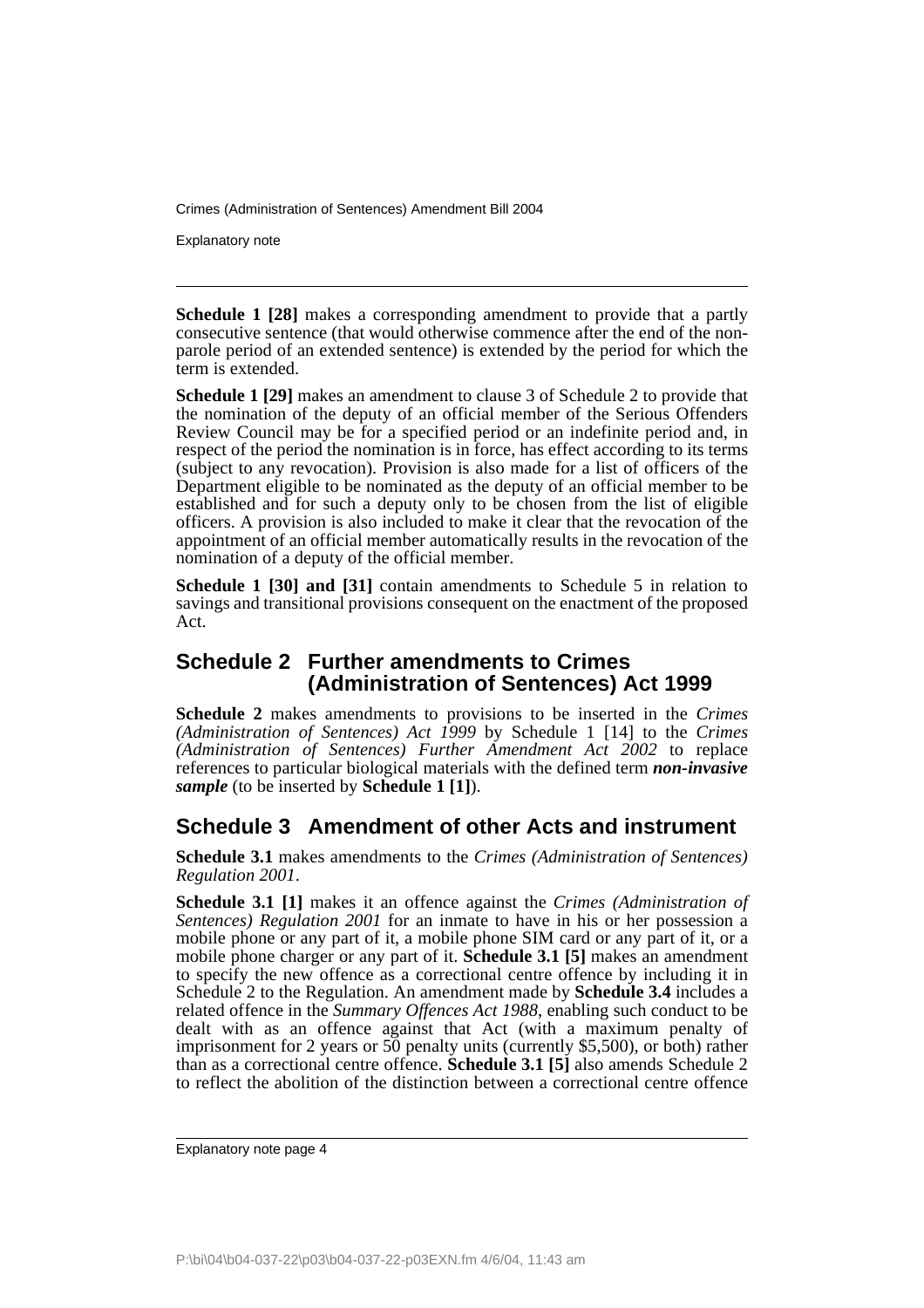**Schedule 1 [28]** makes a corresponding amendment to provide that a partly consecutive sentence (that would otherwise commence after the end of the non-parole period of an extended sentence) is extended by the period for which the term is extended.

**Schedule 1 [29]** makes an amendment to clause 3 of Schedule 2 to provide that the nomination of the deputy of an official member of the Serious Offenders Review Council may be for a specified period or an indefinite period and, in respect of the period the nomination is in force, has effect according to its terms (subject to any revocation). Provision is also made for a list of officers of the Department eligible to be nominated as the deputy of an official member to be established and for such a deputy only to be chosen from the list of eligible officers. A provision is also included to make it clear that the revocation of the appointment of an official member automatically results in the revocation of the nomination of a deputy of the official member.

**Schedule 1 [30] and [31]** contain amendments to Schedule 5 in relation to savings and transitional provisions consequent on the enactment of the proposed Act.

## Schedule 2 Further amendments to Crimes (Administration of Sentences) Act 1999

**Schedule 2** makes amendments to provisions to be inserted in the *Crimes (Administration of Sentences) Act 1999* by Schedule 1 [14] to the *Crimes (Administration of Sentences) Further Amendment Act 2002* to replace references to particular biological materials with the defined term ***non-invasive sample*** (to be inserted by **Schedule 1 [1]**).

## Schedule 3 Amendment of other Acts and instrument

**Schedule 3.1** makes amendments to the *Crimes (Administration of Sentences) Regulation 2001*.

**Schedule 3.1 [1]** makes it an offence against the *Crimes (Administration of Sentences) Regulation 2001* for an inmate to have in his or her possession a mobile phone or any part of it, a mobile phone SIM card or any part of it, or a mobile phone charger or any part of it. **Schedule 3.1 [5]** makes an amendment to specify the new offence as a correctional centre offence by including it in Schedule 2 to the Regulation. An amendment made by **Schedule 3.4** includes a related offence in the *Summary Offences Act 1988*, enabling such conduct to be dealt with as an offence against that Act (with a maximum penalty of imprisonment for 2 years or 50 penalty units (currently $5,500), or both) rather than as a correctional centre offence. **Schedule 3.1 [5]** also amends Schedule 2 to reflect the abolition of the distinction between a correctional centre offence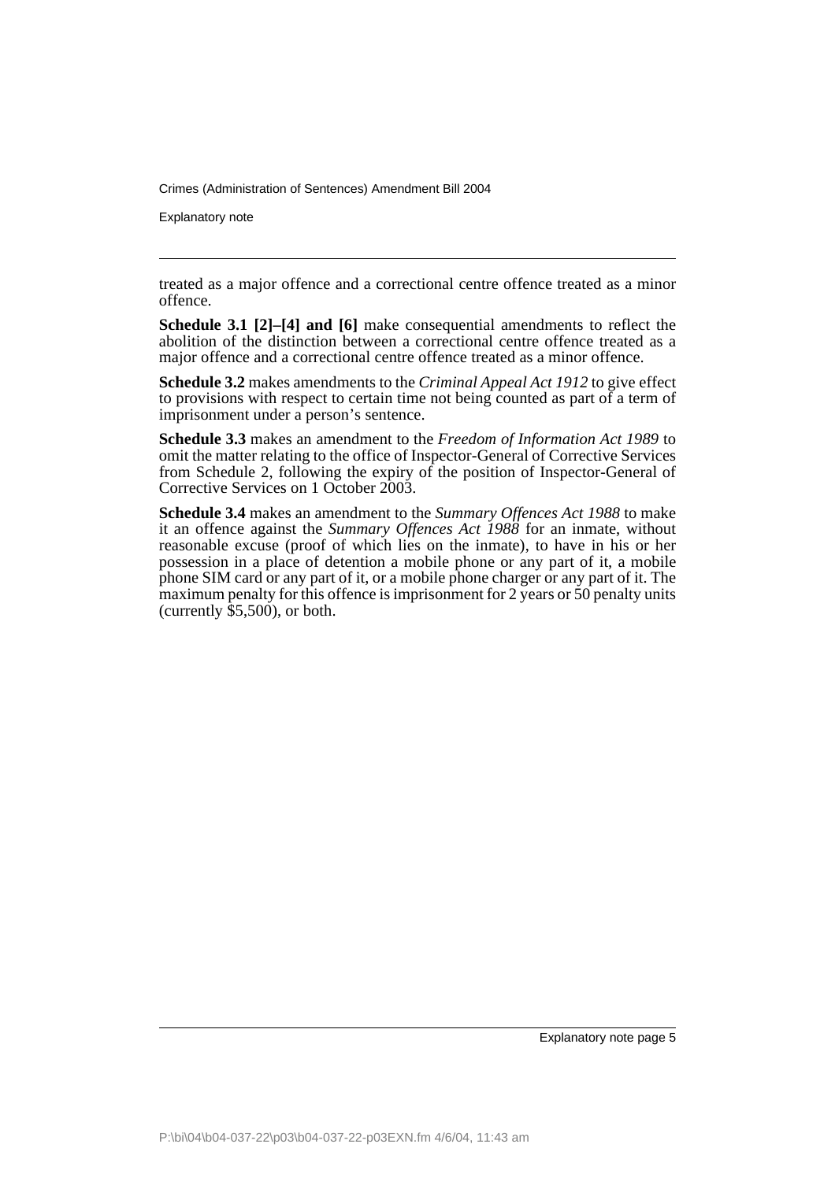treated as a major offence and a correctional centre offence treated as a minor offence.

**Schedule 3.1 [2]–[4] and [6]** make consequential amendments to reflect the abolition of the distinction between a correctional centre offence treated as a major offence and a correctional centre offence treated as a minor offence.

**Schedule 3.2** makes amendments to the *Criminal Appeal Act 1912* to give effect to provisions with respect to certain time not being counted as part of a term of imprisonment under a person's sentence.

**Schedule 3.3** makes an amendment to the *Freedom of Information Act 1989* to omit the matter relating to the office of Inspector-General of Corrective Services from Schedule 2, following the expiry of the position of Inspector-General of Corrective Services on 1 October 2003.

**Schedule 3.4** makes an amendment to the *Summary Offences Act 1988* to make it an offence against the *Summary Offences Act 1988* for an inmate, without reasonable excuse (proof of which lies on the inmate), to have in his or her possession in a place of detention a mobile phone or any part of it, a mobile phone SIM card or any part of it, or a mobile phone charger or any part of it. The maximum penalty for this offence is imprisonment for 2 years or 50 penalty units (currently $5,500), or both.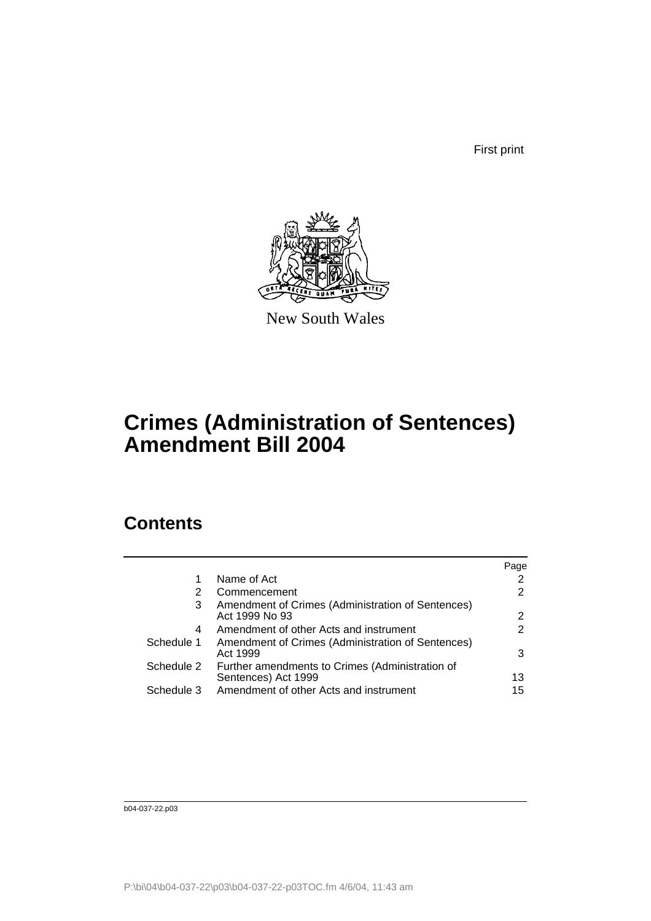First print

New South Wales

# Crimes (Administration of Sentences) Amendment Bill 2004

## Contents

| | | Page |
|---|---|---|
| 1 | Name of Act | 2 |
| 2 | Commencement | 2 |
| 3 | Amendment of Crimes (Administration of Sentences) Act 1999 No 93 | 2 |
| 4 | Amendment of other Acts and instrument | 2 |
| Schedule 1 | Amendment of Crimes (Administration of Sentences) Act 1999 | 3 |
| Schedule 2 | Further amendments to Crimes (Administration of Sentences) Act 1999 | 13 |
| Schedule 3 | Amendment of other Acts and instrument | 15 |

b04-037-22.p03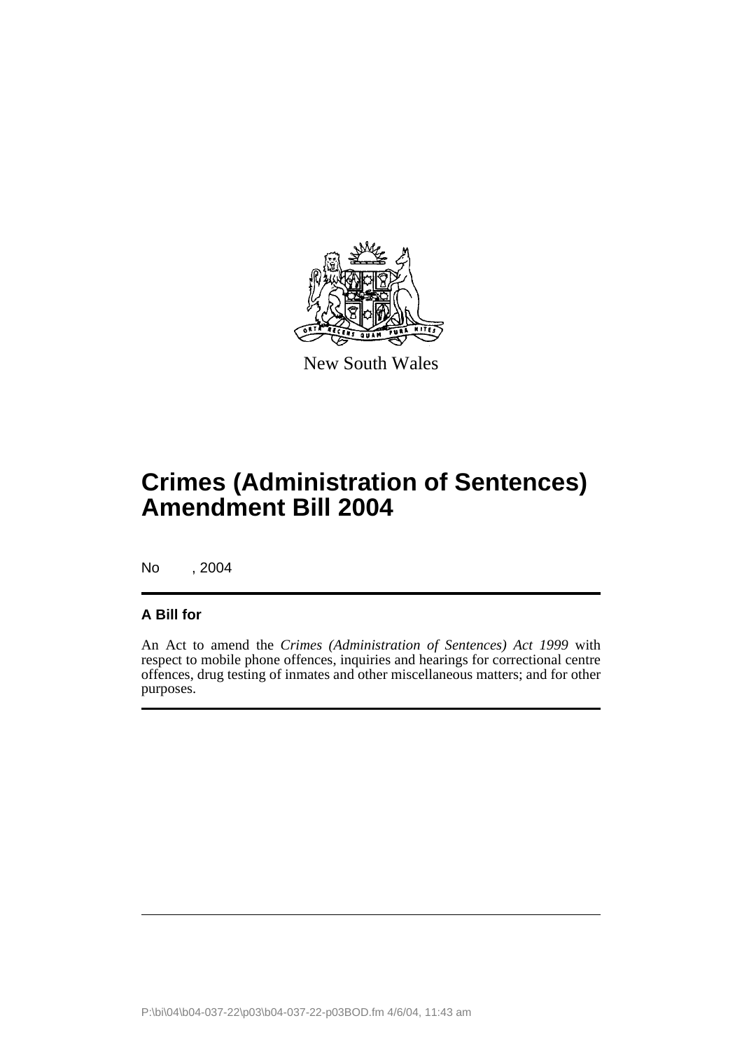New South Wales

# Crimes (Administration of Sentences) Amendment Bill 2004

No , 2004

**A Bill for**

An Act to amend the *Crimes (Administration of Sentences) Act 1999* with respect to mobile phone offences, inquiries and hearings for correctional centre offences, drug testing of inmates and other miscellaneous matters; and for other purposes.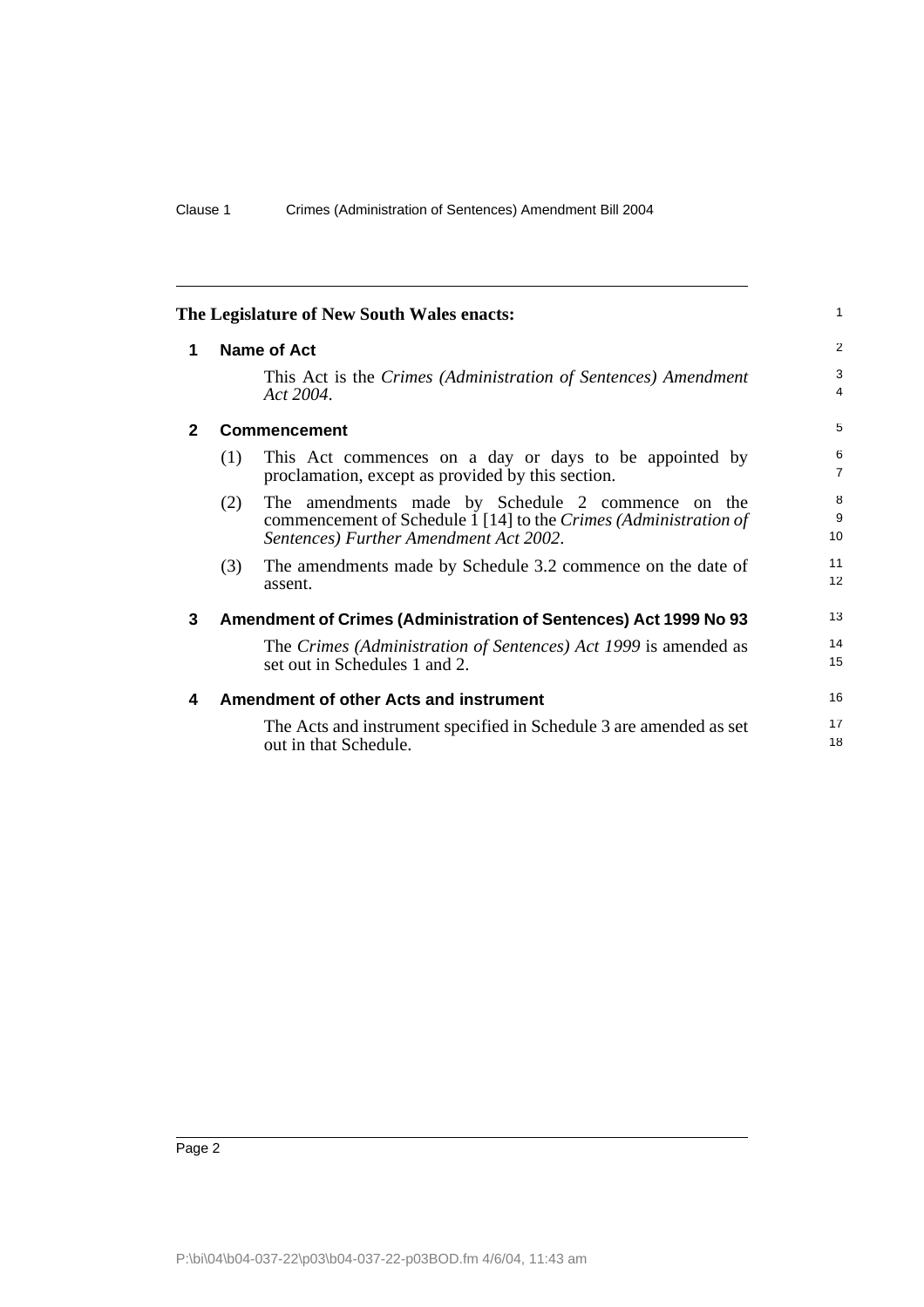**The Legislature of New South Wales enacts:**

## 1 Name of Act

This Act is the *Crimes (Administration of Sentences) Amendment Act 2004*.

## 2 Commencement

(1) This Act commences on a day or days to be appointed by proclamation, except as provided by this section.

(2) The amendments made by Schedule 2 commence on the commencement of Schedule 1 [14] to the *Crimes (Administration of Sentences) Further Amendment Act 2002*.

(3) The amendments made by Schedule 3.2 commence on the date of assent.

## 3 Amendment of Crimes (Administration of Sentences) Act 1999 No 93

The *Crimes (Administration of Sentences) Act 1999* is amended as set out in Schedules 1 and 2.

## 4 Amendment of other Acts and instrument

The Acts and instrument specified in Schedule 3 are amended as set out in that Schedule.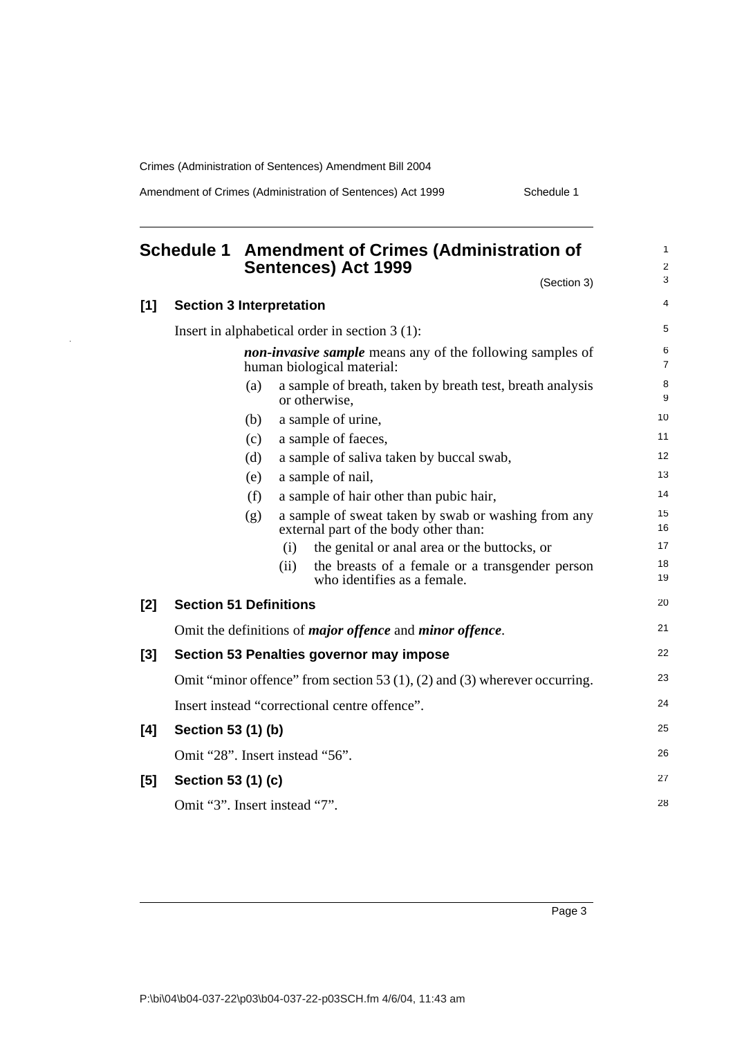# Schedule 1 Amendment of Crimes (Administration of Sentences) Act 1999

(Section 3)

## [1] Section 3 Interpretation

Insert in alphabetical order in section 3 (1):

> ***non-invasive sample*** means any of the following samples of human biological material:
>
> (a) a sample of breath, taken by breath test, breath analysis or otherwise,
>
> (b) a sample of urine,
>
> (c) a sample of faeces,
>
> (d) a sample of saliva taken by buccal swab,
>
> (e) a sample of nail,
>
> (f) a sample of hair other than pubic hair,
>
> (g) a sample of sweat taken by swab or washing from any external part of the body other than:
>
> > (i) the genital or anal area or the buttocks, or
> >
> > (ii) the breasts of a female or a transgender person who identifies as a female.

## [2] Section 51 Definitions

Omit the definitions of ***major offence*** and ***minor offence***.

## [3] Section 53 Penalties governor may impose

Omit "minor offence" from section 53 (1), (2) and (3) wherever occurring.

Insert instead "correctional centre offence".

## [4] Section 53 (1) (b)

Omit "28". Insert instead "56".

## [5] Section 53 (1) (c)

Omit "3". Insert instead "7".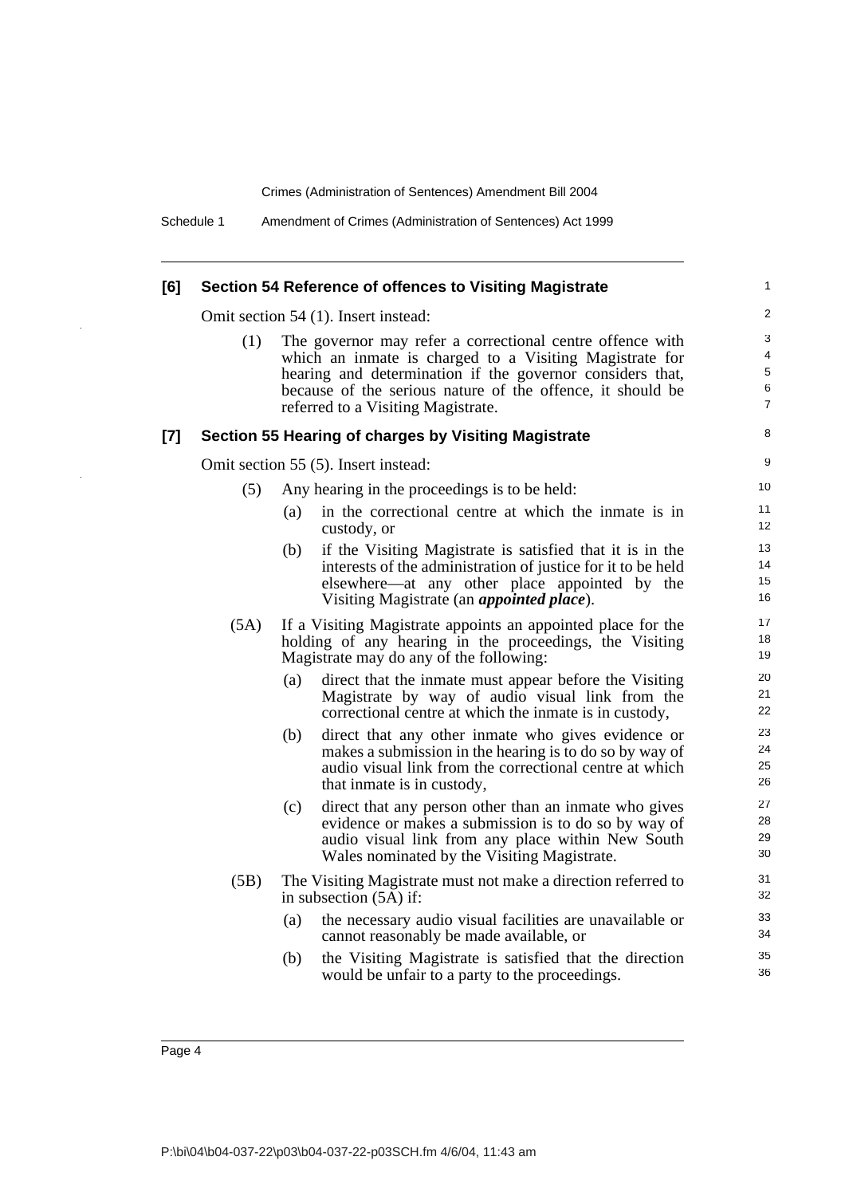### [6] Section 54 Reference of offences to Visiting Magistrate

Omit section 54 (1). Insert instead:

(1) The governor may refer a correctional centre offence with which an inmate is charged to a Visiting Magistrate for hearing and determination if the governor considers that, because of the serious nature of the offence, it should be referred to a Visiting Magistrate.

### [7] Section 55 Hearing of charges by Visiting Magistrate

Omit section 55 (5). Insert instead:

(5) Any hearing in the proceedings is to be held:

(a) in the correctional centre at which the inmate is in custody, or

(b) if the Visiting Magistrate is satisfied that it is in the interests of the administration of justice for it to be held elsewhere—at any other place appointed by the Visiting Magistrate (an ***appointed place***).

(5A) If a Visiting Magistrate appoints an appointed place for the holding of any hearing in the proceedings, the Visiting Magistrate may do any of the following:

(a) direct that the inmate must appear before the Visiting Magistrate by way of audio visual link from the correctional centre at which the inmate is in custody,

(b) direct that any other inmate who gives evidence or makes a submission in the hearing is to do so by way of audio visual link from the correctional centre at which that inmate is in custody,

(c) direct that any person other than an inmate who gives evidence or makes a submission is to do so by way of audio visual link from any place within New South Wales nominated by the Visiting Magistrate.

(5B) The Visiting Magistrate must not make a direction referred to in subsection (5A) if:

(a) the necessary audio visual facilities are unavailable or cannot reasonably be made available, or

(b) the Visiting Magistrate is satisfied that the direction would be unfair to a party to the proceedings.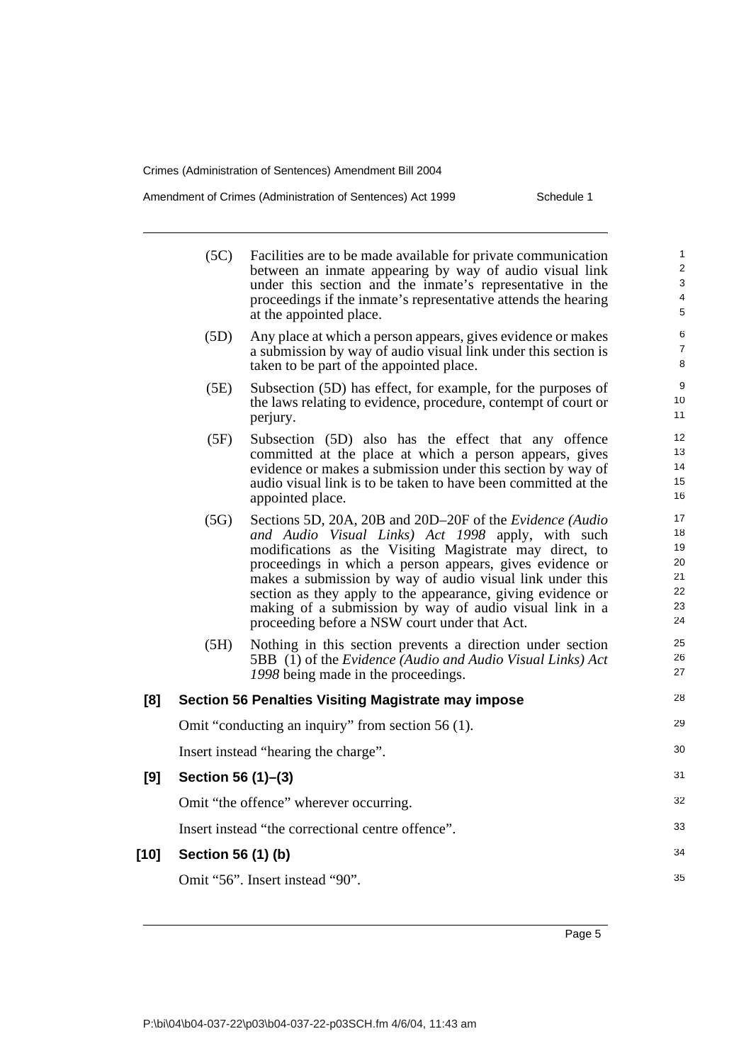(5C) Facilities are to be made available for private communication between an inmate appearing by way of audio visual link under this section and the inmate's representative in the proceedings if the inmate's representative attends the hearing at the appointed place.

(5D) Any place at which a person appears, gives evidence or makes a submission by way of audio visual link under this section is taken to be part of the appointed place.

(5E) Subsection (5D) has effect, for example, for the purposes of the laws relating to evidence, procedure, contempt of court or perjury.

(5F) Subsection (5D) also has the effect that any offence committed at the place at which a person appears, gives evidence or makes a submission under this section by way of audio visual link is to be taken to have been committed at the appointed place.

(5G) Sections 5D, 20A, 20B and 20D–20F of the *Evidence (Audio and Audio Visual Links) Act 1998* apply, with such modifications as the Visiting Magistrate may direct, to proceedings in which a person appears, gives evidence or makes a submission by way of audio visual link under this section as they apply to the appearance, giving evidence or making of a submission by way of audio visual link in a proceeding before a NSW court under that Act.

(5H) Nothing in this section prevents a direction under section 5BB (1) of the *Evidence (Audio and Audio Visual Links) Act 1998* being made in the proceedings.

**[8] Section 56 Penalties Visiting Magistrate may impose**

Omit "conducting an inquiry" from section 56 (1).

Insert instead "hearing the charge".

**[9] Section 56 (1)–(3)**

Omit "the offence" wherever occurring.

Insert instead "the correctional centre offence".

**[10] Section 56 (1) (b)**

Omit "56". Insert instead "90".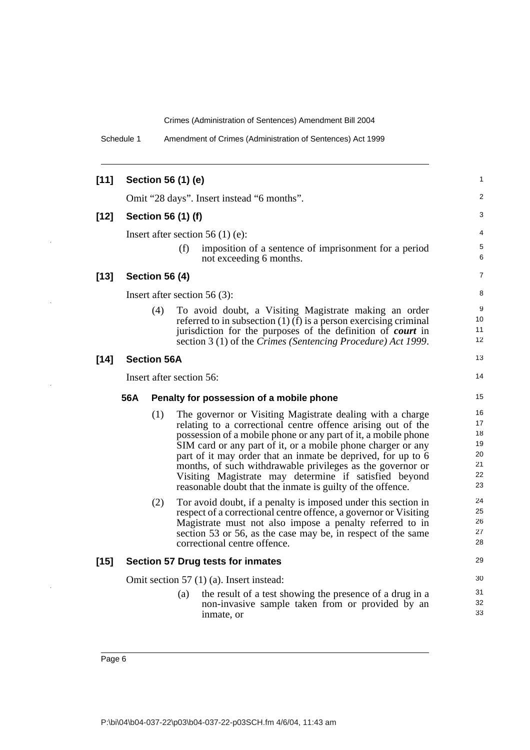**[11] Section 56 (1) (e)**

Omit "28 days". Insert instead "6 months".

**[12] Section 56 (1) (f)**

Insert after section 56 (1) (e):

> (f) imposition of a sentence of imprisonment for a period not exceeding 6 months.

**[13] Section 56 (4)**

Insert after section 56 (3):

> (4) To avoid doubt, a Visiting Magistrate making an order referred to in subsection (1) (f) is a person exercising criminal jurisdiction for the purposes of the definition of ***court*** in section 3 (1) of the *Crimes (Sentencing Procedure) Act 1999*.

**[14] Section 56A**

Insert after section 56:

> **56A Penalty for possession of a mobile phone**
>
> (1) The governor or Visiting Magistrate dealing with a charge relating to a correctional centre offence arising out of the possession of a mobile phone or any part of it, a mobile phone SIM card or any part of it, or a mobile phone charger or any part of it may order that an inmate be deprived, for up to 6 months, of such withdrawable privileges as the governor or Visiting Magistrate may determine if satisfied beyond reasonable doubt that the inmate is guilty of the offence.
>
> (2) Tor avoid doubt, if a penalty is imposed under this section in respect of a correctional centre offence, a governor or Visiting Magistrate must not also impose a penalty referred to in section 53 or 56, as the case may be, in respect of the same correctional centre offence.

**[15] Section 57 Drug tests for inmates**

Omit section 57 (1) (a). Insert instead:

> (a) the result of a test showing the presence of a drug in a non-invasive sample taken from or provided by an inmate, or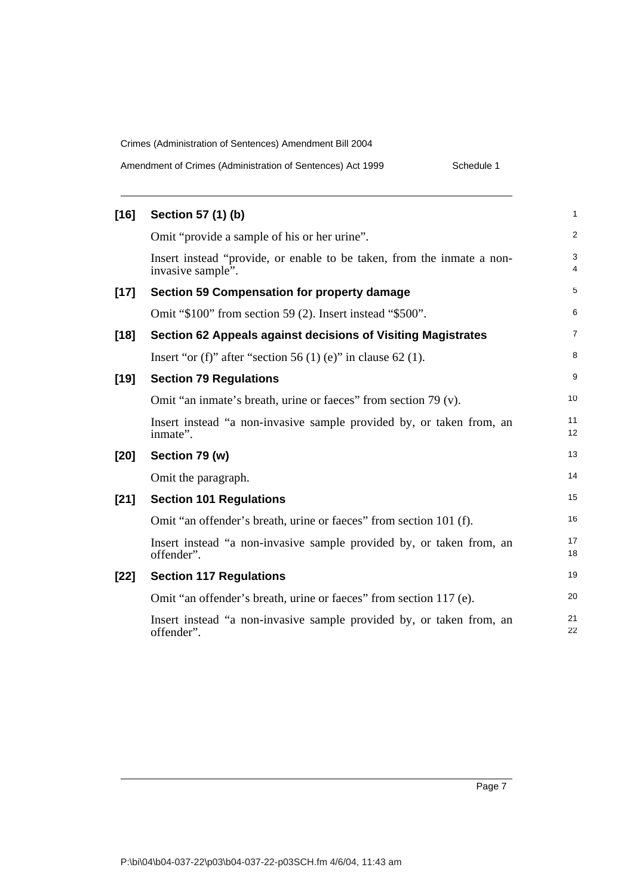### [16] Section 57 (1) (b)

Omit "provide a sample of his or her urine".

Insert instead "provide, or enable to be taken, from the inmate a non-invasive sample".

### [17] Section 59 Compensation for property damage

Omit "$100" from section 59 (2). Insert instead "$500".

### [18] Section 62 Appeals against decisions of Visiting Magistrates

Insert "or (f)" after "section 56 (1) (e)" in clause 62 (1).

### [19] Section 79 Regulations

Omit "an inmate's breath, urine or faeces" from section 79 (v).

Insert instead "a non-invasive sample provided by, or taken from, an inmate".

### [20] Section 79 (w)

Omit the paragraph.

### [21] Section 101 Regulations

Omit "an offender's breath, urine or faeces" from section 101 (f).

Insert instead "a non-invasive sample provided by, or taken from, an offender".

### [22] Section 117 Regulations

Omit "an offender's breath, urine or faeces" from section 117 (e).

Insert instead "a non-invasive sample provided by, or taken from, an offender".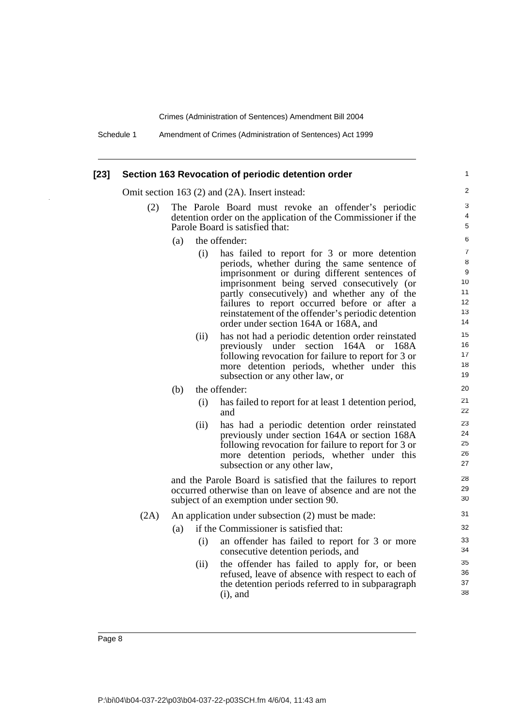### [23] Section 163 Revocation of periodic detention order

Omit section 163 (2) and (2A). Insert instead:

(2) The Parole Board must revoke an offender's periodic detention order on the application of the Commissioner if the Parole Board is satisfied that:

- (a) the offender:
  - (i) has failed to report for 3 or more detention periods, whether during the same sentence of imprisonment or during different sentences of imprisonment being served consecutively (or partly consecutively) and whether any of the failures to report occurred before or after a reinstatement of the offender's periodic detention order under section 164A or 168A, and
  - (ii) has not had a periodic detention order reinstated previously under section 164A or 168A following revocation for failure to report for 3 or more detention periods, whether under this subsection or any other law, or
- (b) the offender:
  - (i) has failed to report for at least 1 detention period, and
  - (ii) has had a periodic detention order reinstated previously under section 164A or section 168A following revocation for failure to report for 3 or more detention periods, whether under this subsection or any other law,

and the Parole Board is satisfied that the failures to report occurred otherwise than on leave of absence and are not the subject of an exemption under section 90.

(2A) An application under subsection (2) must be made:

- (a) if the Commissioner is satisfied that:
  - (i) an offender has failed to report for 3 or more consecutive detention periods, and
  - (ii) the offender has failed to apply for, or been refused, leave of absence with respect to each of the detention periods referred to in subparagraph (i), and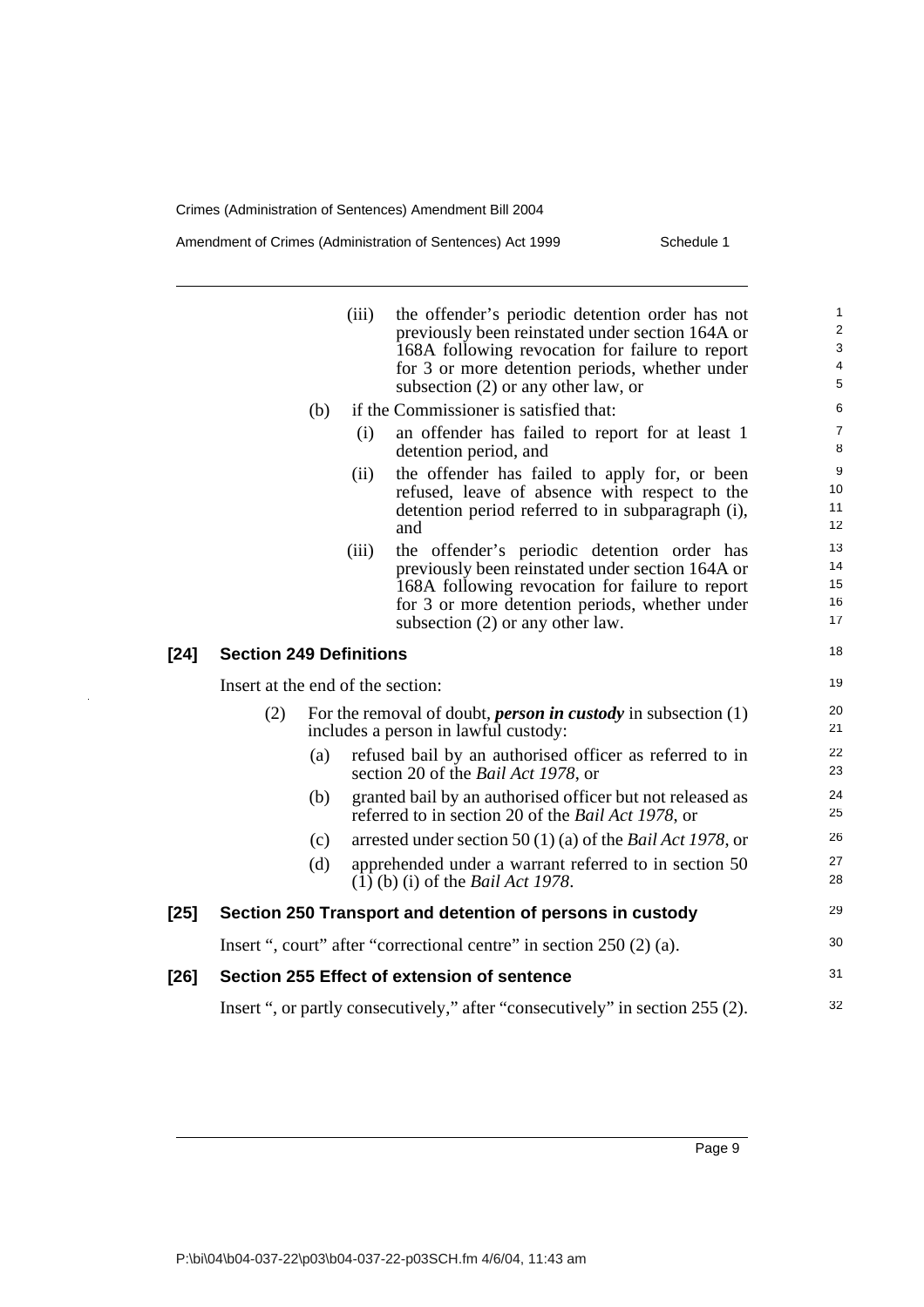(iii) the offender's periodic detention order has not previously been reinstated under section 164A or 168A following revocation for failure to report for 3 or more detention periods, whether under subsection (2) or any other law, or

(b) if the Commissioner is satisfied that:

(i) an offender has failed to report for at least 1 detention period, and

(ii) the offender has failed to apply for, or been refused, leave of absence with respect to the detention period referred to in subparagraph (i), and

(iii) the offender's periodic detention order has previously been reinstated under section 164A or 168A following revocation for failure to report for 3 or more detention periods, whether under subsection (2) or any other law.

### [24] Section 249 Definitions

Insert at the end of the section:

(2) For the removal of doubt, ***person in custody*** in subsection (1) includes a person in lawful custody:

(a) refused bail by an authorised officer as referred to in section 20 of the *Bail Act 1978*, or

(b) granted bail by an authorised officer but not released as referred to in section 20 of the *Bail Act 1978*, or

(c) arrested under section 50 (1) (a) of the *Bail Act 1978*, or

(d) apprehended under a warrant referred to in section 50 (1) (b) (i) of the *Bail Act 1978*.

### [25] Section 250 Transport and detention of persons in custody

Insert ", court" after "correctional centre" in section 250 (2) (a).

### [26] Section 255 Effect of extension of sentence

Insert ", or partly consecutively," after "consecutively" in section 255 (2).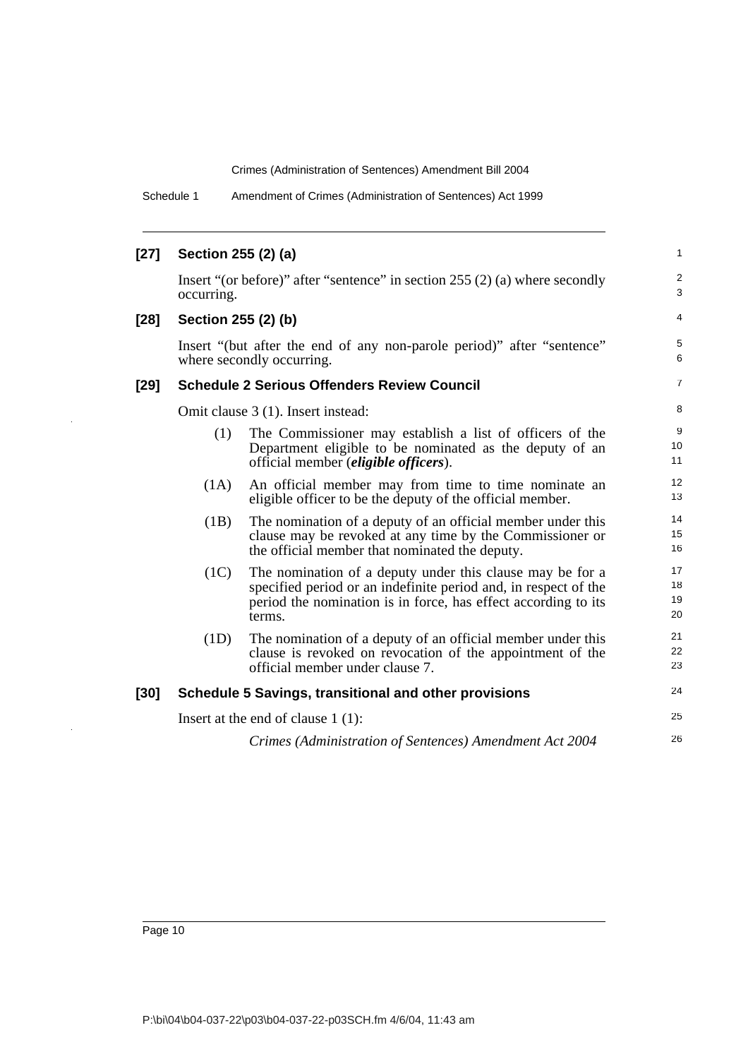**[27] Section 255 (2) (a)**

Insert "(or before)" after "sentence" in section 255 (2) (a) where secondly occurring.

**[28] Section 255 (2) (b)**

Insert "(but after the end of any non-parole period)" after "sentence" where secondly occurring.

**[29] Schedule 2 Serious Offenders Review Council**

Omit clause 3 (1). Insert instead:

(1) The Commissioner may establish a list of officers of the Department eligible to be nominated as the deputy of an official member (***eligible officers***).

(1A) An official member may from time to time nominate an eligible officer to be the deputy of the official member.

(1B) The nomination of a deputy of an official member under this clause may be revoked at any time by the Commissioner or the official member that nominated the deputy.

(1C) The nomination of a deputy under this clause may be for a specified period or an indefinite period and, in respect of the period the nomination is in force, has effect according to its terms.

(1D) The nomination of a deputy of an official member under this clause is revoked on revocation of the appointment of the official member under clause 7.

**[30] Schedule 5 Savings, transitional and other provisions**

Insert at the end of clause 1 (1):

*Crimes (Administration of Sentences) Amendment Act 2004*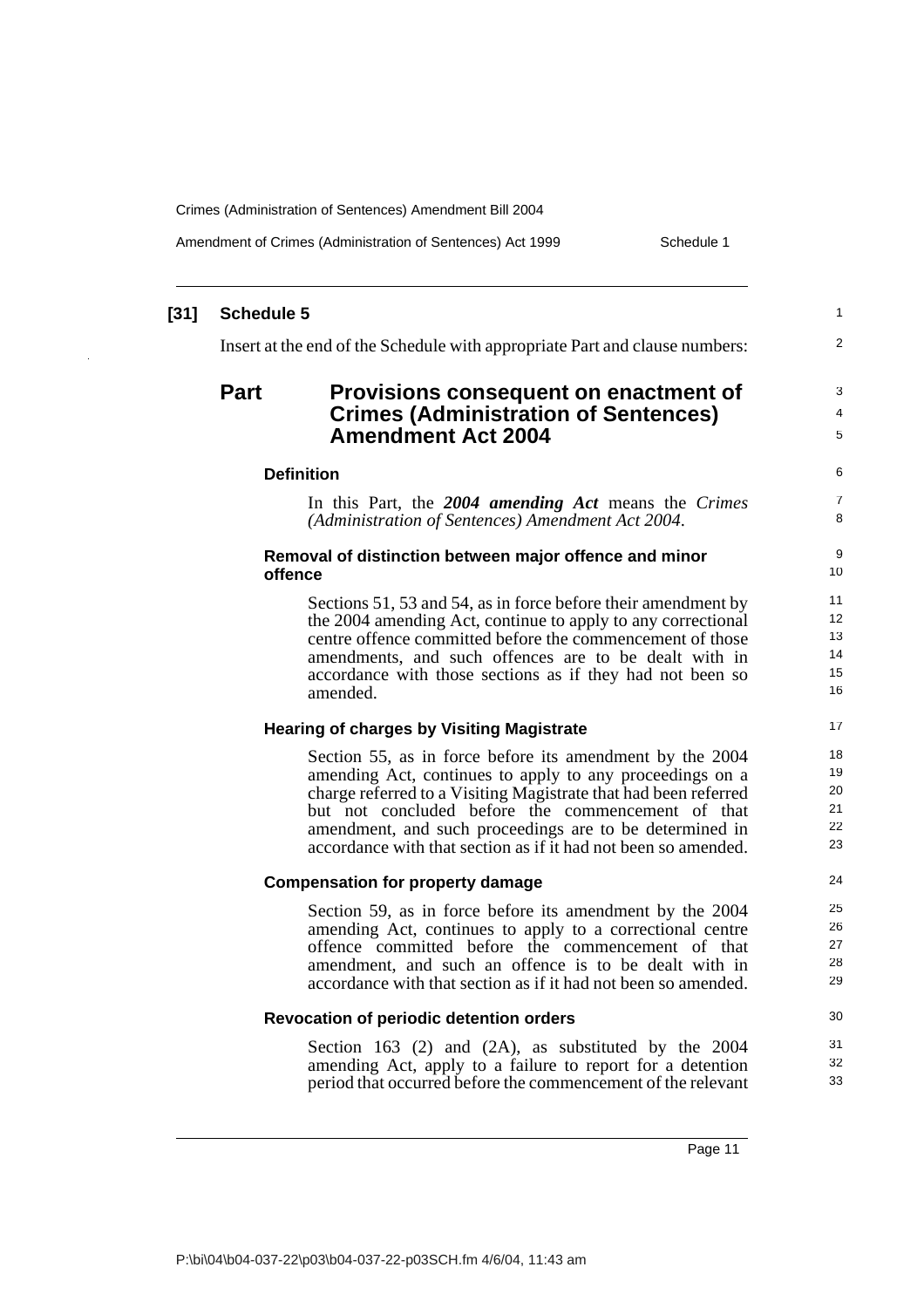**[31] Schedule 5**

Insert at the end of the Schedule with appropriate Part and clause numbers:

## Part Provisions consequent on enactment of Crimes (Administration of Sentences) Amendment Act 2004

#### Definition

In this Part, the ***2004 amending Act*** means the *Crimes (Administration of Sentences) Amendment Act 2004*.

#### Removal of distinction between major offence and minor offence

Sections 51, 53 and 54, as in force before their amendment by the 2004 amending Act, continue to apply to any correctional centre offence committed before the commencement of those amendments, and such offences are to be dealt with in accordance with those sections as if they had not been so amended.

#### Hearing of charges by Visiting Magistrate

Section 55, as in force before its amendment by the 2004 amending Act, continues to apply to any proceedings on a charge referred to a Visiting Magistrate that had been referred but not concluded before the commencement of that amendment, and such proceedings are to be determined in accordance with that section as if it had not been so amended.

#### Compensation for property damage

Section 59, as in force before its amendment by the 2004 amending Act, continues to apply to a correctional centre offence committed before the commencement of that amendment, and such an offence is to be dealt with in accordance with that section as if it had not been so amended.

#### Revocation of periodic detention orders

Section 163 (2) and (2A), as substituted by the 2004 amending Act, apply to a failure to report for a detention period that occurred before the commencement of the relevant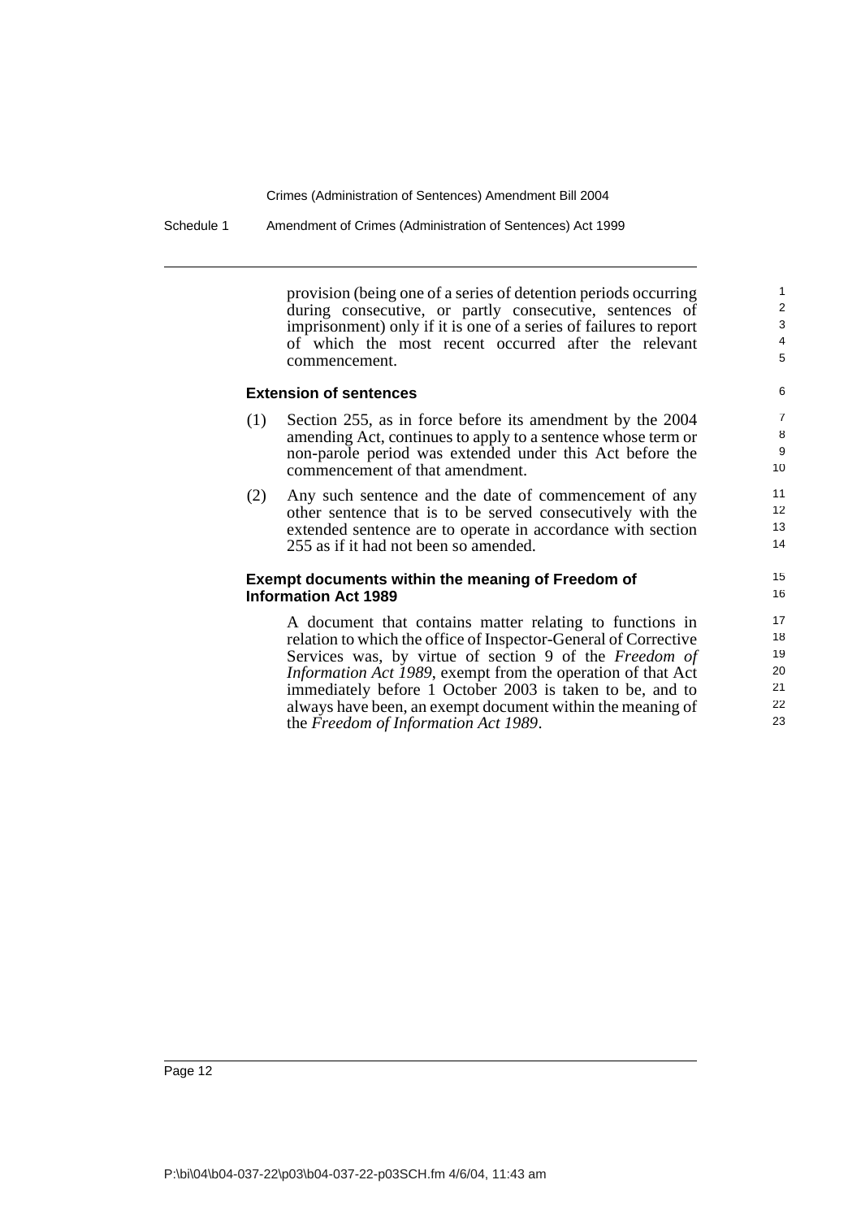provision (being one of a series of detention periods occurring during consecutive, or partly consecutive, sentences of imprisonment) only if it is one of a series of failures to report of which the most recent occurred after the relevant commencement.

**Extension of sentences**

(1) Section 255, as in force before its amendment by the 2004 amending Act, continues to apply to a sentence whose term or non-parole period was extended under this Act before the commencement of that amendment.

(2) Any such sentence and the date of commencement of any other sentence that is to be served consecutively with the extended sentence are to operate in accordance with section 255 as if it had not been so amended.

**Exempt documents within the meaning of Freedom of Information Act 1989**

A document that contains matter relating to functions in relation to which the office of Inspector-General of Corrective Services was, by virtue of section 9 of the *Freedom of Information Act 1989*, exempt from the operation of that Act immediately before 1 October 2003 is taken to be, and to always have been, an exempt document within the meaning of the *Freedom of Information Act 1989*.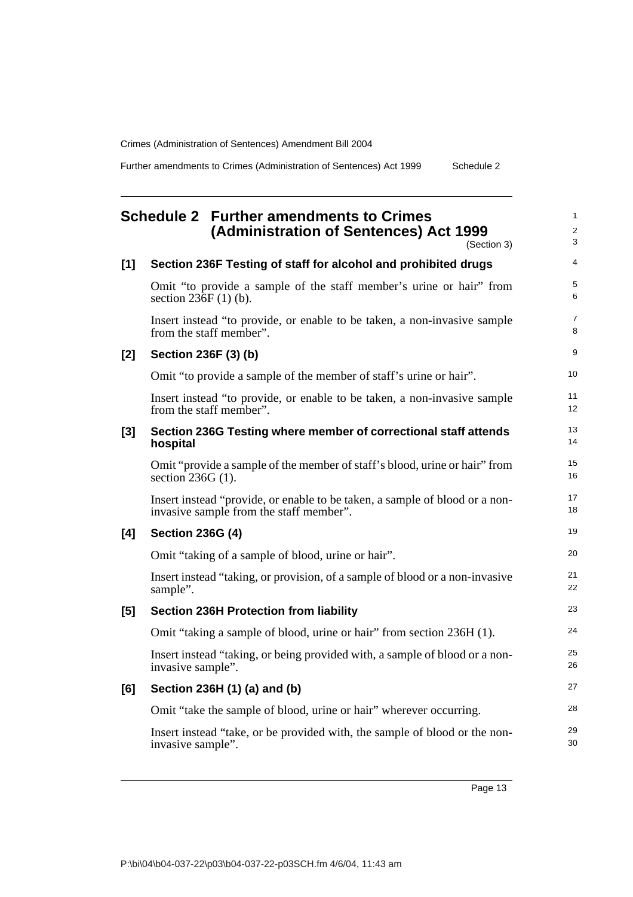# Schedule 2 Further amendments to Crimes (Administration of Sentences) Act 1999

(Section 3)

### [1] Section 236F Testing of staff for alcohol and prohibited drugs

Omit "to provide a sample of the staff member's urine or hair" from section 236F (1) (b).

Insert instead "to provide, or enable to be taken, a non-invasive sample from the staff member".

### [2] Section 236F (3) (b)

Omit "to provide a sample of the member of staff's urine or hair".

Insert instead "to provide, or enable to be taken, a non-invasive sample from the staff member".

### [3] Section 236G Testing where member of correctional staff attends hospital

Omit "provide a sample of the member of staff's blood, urine or hair" from section 236G (1).

Insert instead "provide, or enable to be taken, a sample of blood or a non-invasive sample from the staff member".

### [4] Section 236G (4)

Omit "taking of a sample of blood, urine or hair".

Insert instead "taking, or provision, of a sample of blood or a non-invasive sample".

### [5] Section 236H Protection from liability

Omit "taking a sample of blood, urine or hair" from section 236H (1).

Insert instead "taking, or being provided with, a sample of blood or a non-invasive sample".

### [6] Section 236H (1) (a) and (b)

Omit "take the sample of blood, urine or hair" wherever occurring.

Insert instead "take, or be provided with, the sample of blood or the non-invasive sample".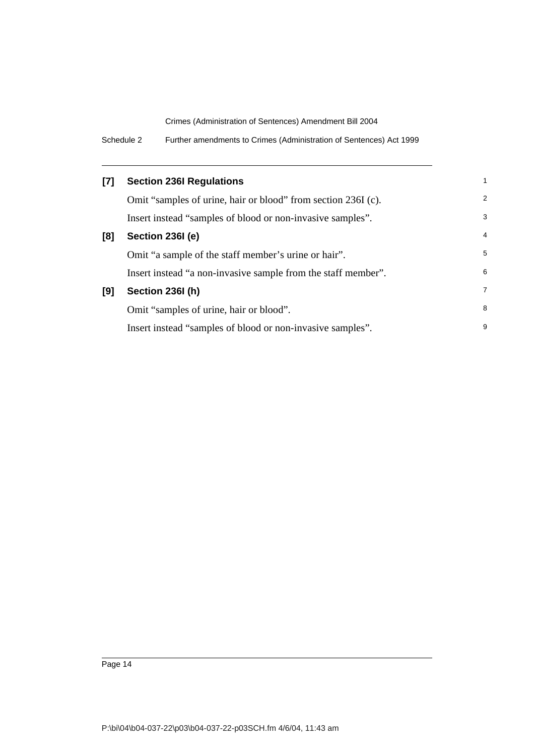**[7] Section 236I Regulations**

Omit "samples of urine, hair or blood" from section 236I (c).

Insert instead "samples of blood or non-invasive samples".

**[8] Section 236I (e)**

Omit "a sample of the staff member's urine or hair".

Insert instead "a non-invasive sample from the staff member".

**[9] Section 236I (h)**

Omit "samples of urine, hair or blood".

Insert instead "samples of blood or non-invasive samples".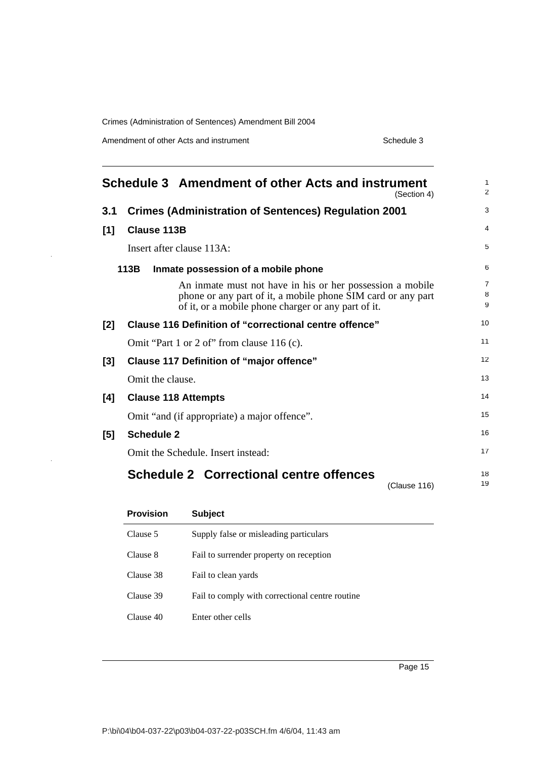# Schedule 3 Amendment of other Acts and instrument

(Section 4)

## 3.1 Crimes (Administration of Sentences) Regulation 2001

### [1] Clause 113B

Insert after clause 113A:

#### 113B Inmate possession of a mobile phone

An inmate must not have in his or her possession a mobile phone or any part of it, a mobile phone SIM card or any part of it, or a mobile phone charger or any part of it.

### [2] Clause 116 Definition of "correctional centre offence"

Omit "Part 1 or 2 of" from clause 116 (c).

### [3] Clause 117 Definition of "major offence"

Omit the clause.

### [4] Clause 118 Attempts

Omit "and (if appropriate) a major offence".

### [5] Schedule 2

Omit the Schedule. Insert instead:

## Schedule 2 Correctional centre offences

(Clause 116)

| Provision | Subject |
| --- | --- |
| Clause 5 | Supply false or misleading particulars |
| Clause 8 | Fail to surrender property on reception |
| Clause 38 | Fail to clean yards |
| Clause 39 | Fail to comply with correctional centre routine |
| Clause 40 | Enter other cells |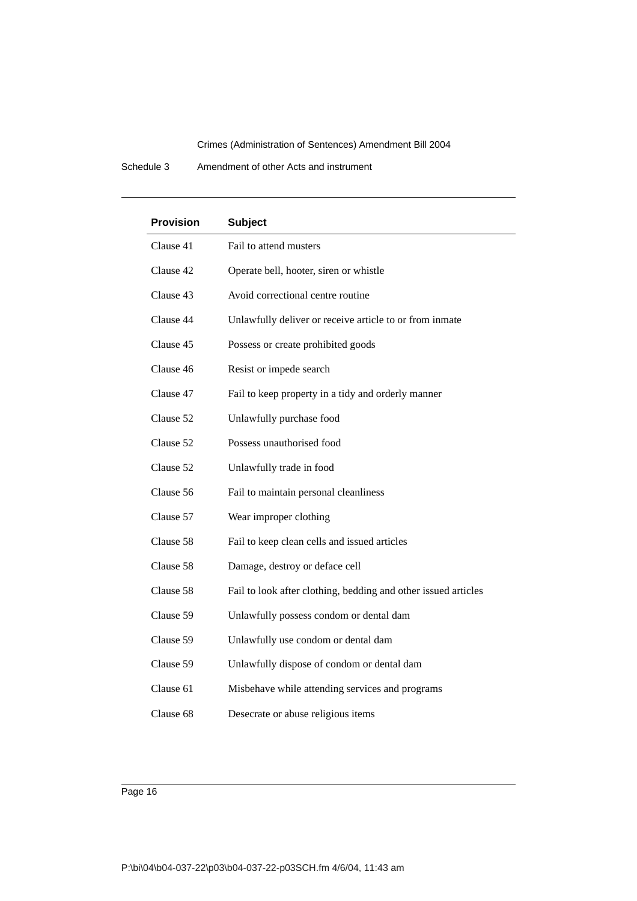| Provision | Subject |
|---|---|
| Clause 41 | Fail to attend musters |
| Clause 42 | Operate bell, hooter, siren or whistle |
| Clause 43 | Avoid correctional centre routine |
| Clause 44 | Unlawfully deliver or receive article to or from inmate |
| Clause 45 | Possess or create prohibited goods |
| Clause 46 | Resist or impede search |
| Clause 47 | Fail to keep property in a tidy and orderly manner |
| Clause 52 | Unlawfully purchase food |
| Clause 52 | Possess unauthorised food |
| Clause 52 | Unlawfully trade in food |
| Clause 56 | Fail to maintain personal cleanliness |
| Clause 57 | Wear improper clothing |
| Clause 58 | Fail to keep clean cells and issued articles |
| Clause 58 | Damage, destroy or deface cell |
| Clause 58 | Fail to look after clothing, bedding and other issued articles |
| Clause 59 | Unlawfully possess condom or dental dam |
| Clause 59 | Unlawfully use condom or dental dam |
| Clause 59 | Unlawfully dispose of condom or dental dam |
| Clause 61 | Misbehave while attending services and programs |
| Clause 68 | Desecrate or abuse religious items |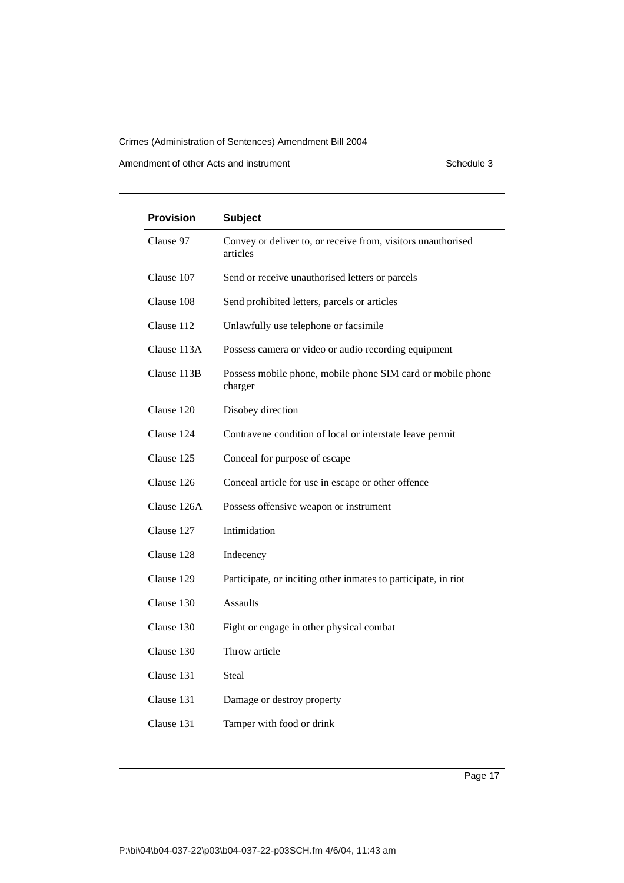| Provision | Subject |
| --- | --- |
| Clause 97 | Convey or deliver to, or receive from, visitors unauthorised articles |
| Clause 107 | Send or receive unauthorised letters or parcels |
| Clause 108 | Send prohibited letters, parcels or articles |
| Clause 112 | Unlawfully use telephone or facsimile |
| Clause 113A | Possess camera or video or audio recording equipment |
| Clause 113B | Possess mobile phone, mobile phone SIM card or mobile phone charger |
| Clause 120 | Disobey direction |
| Clause 124 | Contravene condition of local or interstate leave permit |
| Clause 125 | Conceal for purpose of escape |
| Clause 126 | Conceal article for use in escape or other offence |
| Clause 126A | Possess offensive weapon or instrument |
| Clause 127 | Intimidation |
| Clause 128 | Indecency |
| Clause 129 | Participate, or inciting other inmates to participate, in riot |
| Clause 130 | Assaults |
| Clause 130 | Fight or engage in other physical combat |
| Clause 130 | Throw article |
| Clause 131 | Steal |
| Clause 131 | Damage or destroy property |
| Clause 131 | Tamper with food or drink |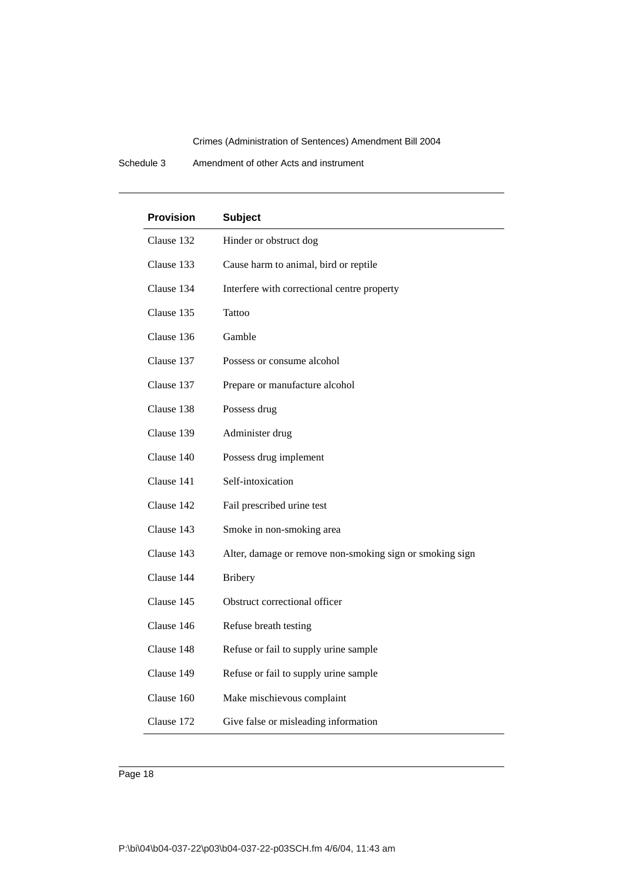| Provision | Subject |
|---|---|
| Clause 132 | Hinder or obstruct dog |
| Clause 133 | Cause harm to animal, bird or reptile |
| Clause 134 | Interfere with correctional centre property |
| Clause 135 | Tattoo |
| Clause 136 | Gamble |
| Clause 137 | Possess or consume alcohol |
| Clause 137 | Prepare or manufacture alcohol |
| Clause 138 | Possess drug |
| Clause 139 | Administer drug |
| Clause 140 | Possess drug implement |
| Clause 141 | Self-intoxication |
| Clause 142 | Fail prescribed urine test |
| Clause 143 | Smoke in non-smoking area |
| Clause 143 | Alter, damage or remove non-smoking sign or smoking sign |
| Clause 144 | Bribery |
| Clause 145 | Obstruct correctional officer |
| Clause 146 | Refuse breath testing |
| Clause 148 | Refuse or fail to supply urine sample |
| Clause 149 | Refuse or fail to supply urine sample |
| Clause 160 | Make mischievous complaint |
| Clause 172 | Give false or misleading information |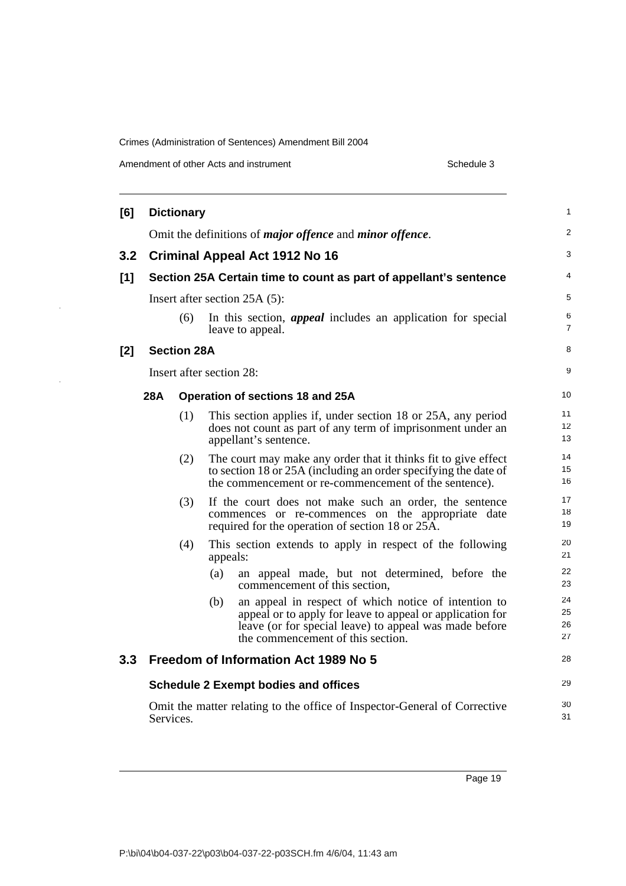**[6] Dictionary**

Omit the definitions of ***major offence*** and ***minor offence***.

## 3.2 Criminal Appeal Act 1912 No 16

**[1] Section 25A Certain time to count as part of appellant's sentence**

Insert after section 25A (5):

(6) In this section, ***appeal*** includes an application for special leave to appeal.

**[2] Section 28A**

Insert after section 28:

**28A Operation of sections 18 and 25A**

(1) This section applies if, under section 18 or 25A, any period does not count as part of any term of imprisonment under an appellant's sentence.

(2) The court may make any order that it thinks fit to give effect to section 18 or 25A (including an order specifying the date of the commencement or re-commencement of the sentence).

(3) If the court does not make such an order, the sentence commences or re-commences on the appropriate date required for the operation of section 18 or 25A.

(4) This section extends to apply in respect of the following appeals:

(a) an appeal made, but not determined, before the commencement of this section,

(b) an appeal in respect of which notice of intention to appeal or to apply for leave to appeal or application for leave (or for special leave) to appeal was made before the commencement of this section.

## 3.3 Freedom of Information Act 1989 No 5

**Schedule 2 Exempt bodies and offices**

Omit the matter relating to the office of Inspector-General of Corrective Services.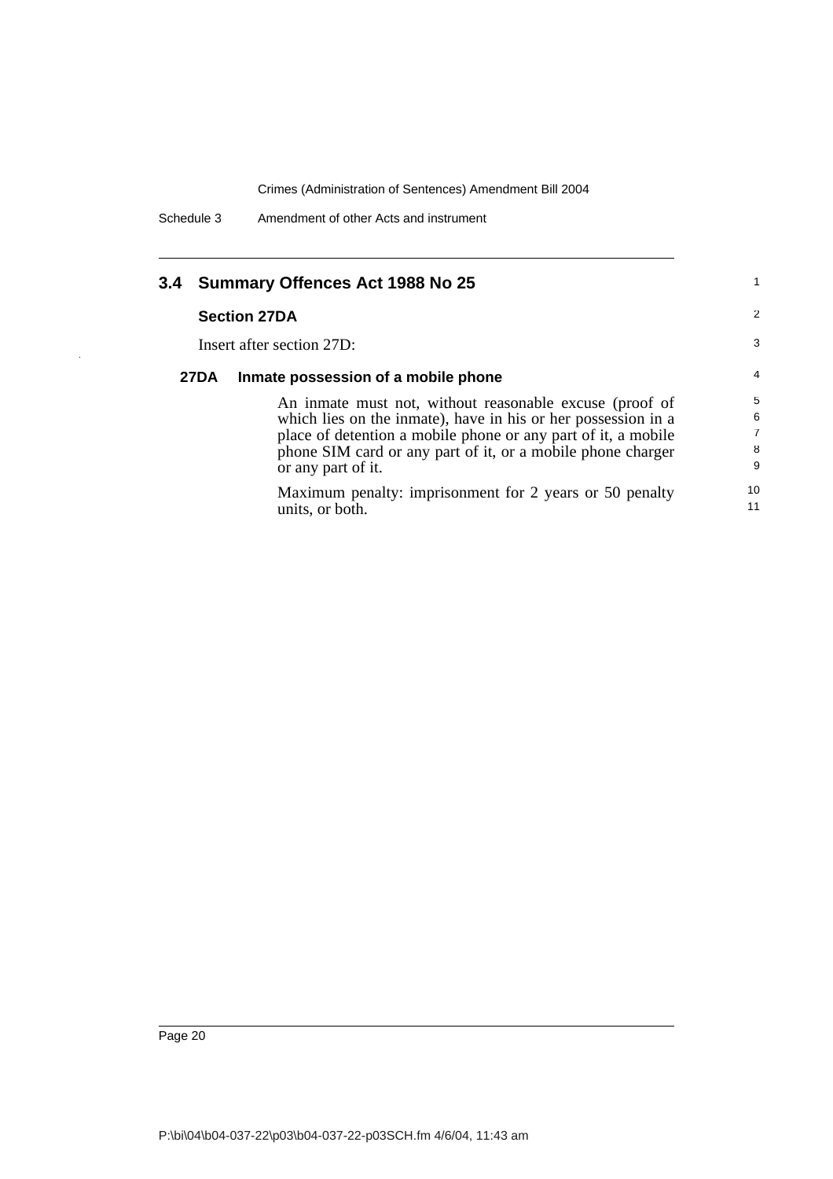## 3.4 Summary Offences Act 1988 No 25

### Section 27DA

Insert after section 27D:

#### 27DA Inmate possession of a mobile phone

An inmate must not, without reasonable excuse (proof of which lies on the inmate), have in his or her possession in a place of detention a mobile phone or any part of it, a mobile phone SIM card or any part of it, or a mobile phone charger or any part of it.

Maximum penalty: imprisonment for 2 years or 50 penalty units, or both.